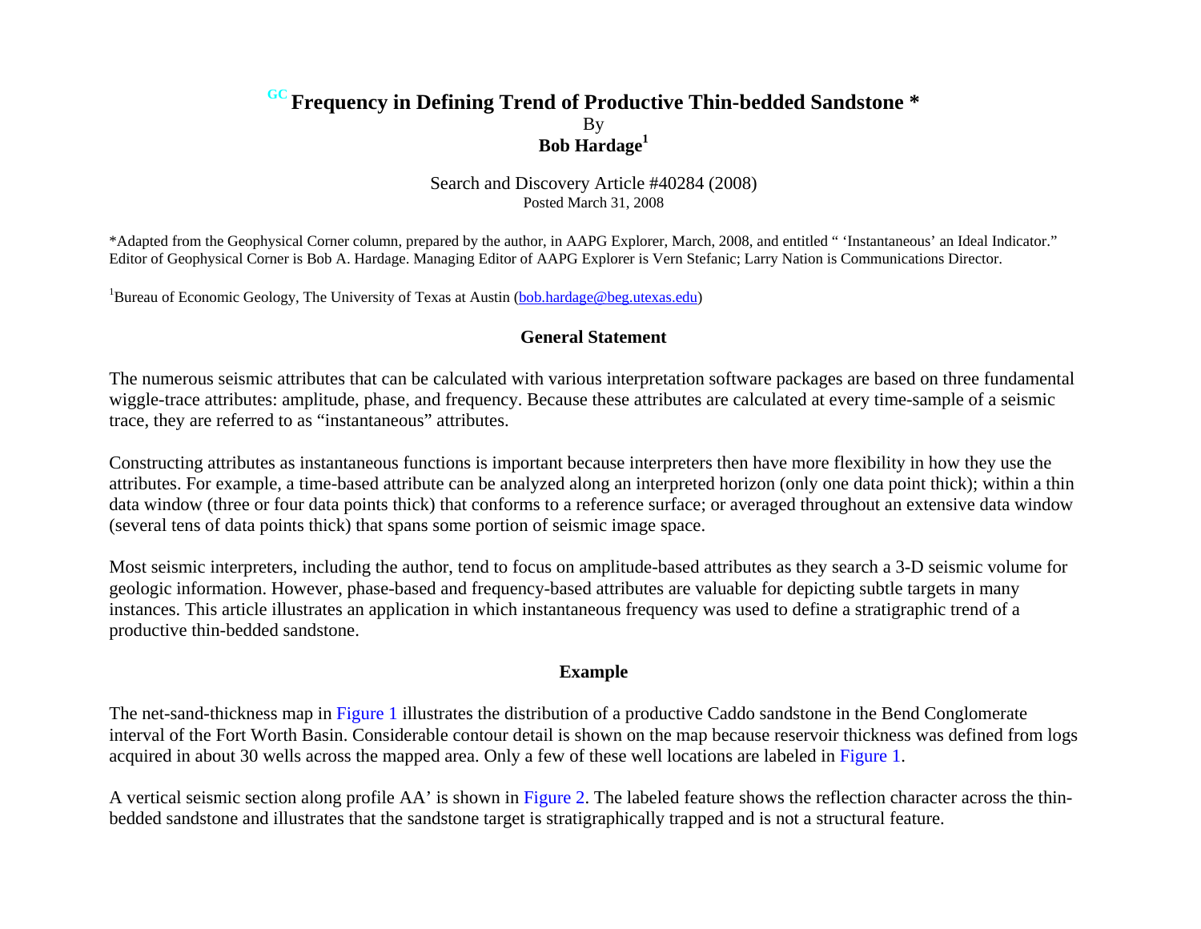# GC Frequency in Defining Trend of Productive Thin-bedded Sandstone *

By

**Bob Hardage[1]**

Search and Discovery Article #40284 (2008)
Posted March 31, 2008

*Adapted from the Geophysical Corner column, prepared by the author, in AAPG Explorer, March, 2008, and entitled " 'Instantaneous' an Ideal Indicator." Editor of Geophysical Corner is Bob A. Hardage. Managing Editor of AAPG Explorer is Vern Stefanic; Larry Nation is Communications Director.

[1]Bureau of Economic Geology, The University of Texas at Austin (bob.hardage@beg.utexas.edu)

## General Statement

The numerous seismic attributes that can be calculated with various interpretation software packages are based on three fundamental wiggle-trace attributes: amplitude, phase, and frequency. Because these attributes are calculated at every time-sample of a seismic trace, they are referred to as "instantaneous" attributes.

Constructing attributes as instantaneous functions is important because interpreters then have more flexibility in how they use the attributes. For example, a time-based attribute can be analyzed along an interpreted horizon (only one data point thick); within a thin data window (three or four data points thick) that conforms to a reference surface; or averaged throughout an extensive data window (several tens of data points thick) that spans some portion of seismic image space.

Most seismic interpreters, including the author, tend to focus on amplitude-based attributes as they search a 3-D seismic volume for geologic information. However, phase-based and frequency-based attributes are valuable for depicting subtle targets in many instances. This article illustrates an application in which instantaneous frequency was used to define a stratigraphic trend of a productive thin-bedded sandstone.

## Example

The net-sand-thickness map in Figure 1 illustrates the distribution of a productive Caddo sandstone in the Bend Conglomerate interval of the Fort Worth Basin. Considerable contour detail is shown on the map because reservoir thickness was defined from logs acquired in about 30 wells across the mapped area. Only a few of these well locations are labeled in Figure 1.

A vertical seismic section along profile AA' is shown in Figure 2. The labeled feature shows the reflection character across the thin-bedded sandstone and illustrates that the sandstone target is stratigraphically trapped and is not a structural feature.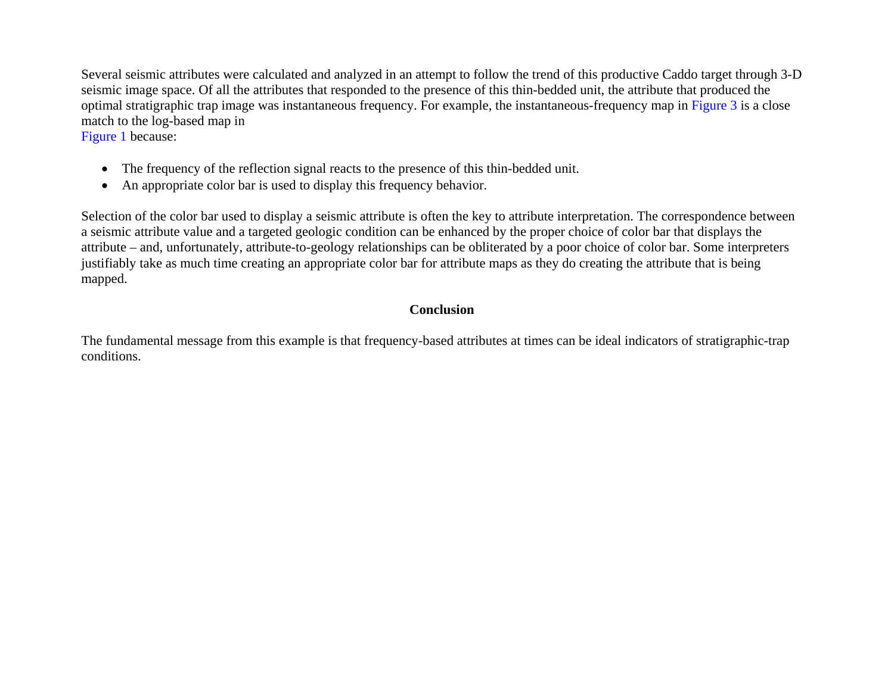Several seismic attributes were calculated and analyzed in an attempt to follow the trend of this productive Caddo target through 3-D seismic image space. Of all the attributes that responded to the presence of this thin-bedded unit, the attribute that produced the optimal stratigraphic trap image was instantaneous frequency. For example, the instantaneous-frequency map in Figure 3 is a close match to the log-based map in Figure 1 because:

- The frequency of the reflection signal reacts to the presence of this thin-bedded unit.
- An appropriate color bar is used to display this frequency behavior.

Selection of the color bar used to display a seismic attribute is often the key to attribute interpretation. The correspondence between a seismic attribute value and a targeted geologic condition can be enhanced by the proper choice of color bar that displays the attribute – and, unfortunately, attribute-to-geology relationships can be obliterated by a poor choice of color bar. Some interpreters justifiably take as much time creating an appropriate color bar for attribute maps as they do creating the attribute that is being mapped.

## Conclusion

The fundamental message from this example is that frequency-based attributes at times can be ideal indicators of stratigraphic-trap conditions.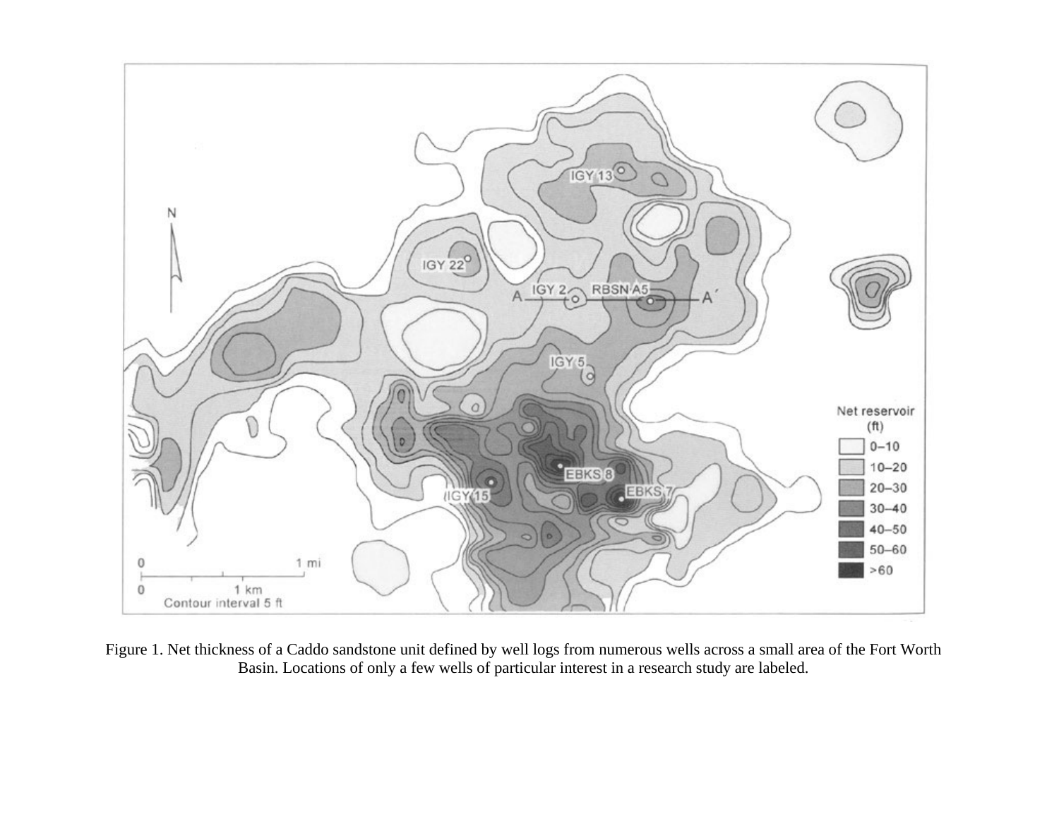Figure 1. Net thickness of a Caddo sandstone unit defined by well logs from numerous wells across a small area of the Fort Worth Basin. Locations of only a few wells of particular interest in a research study are labeled.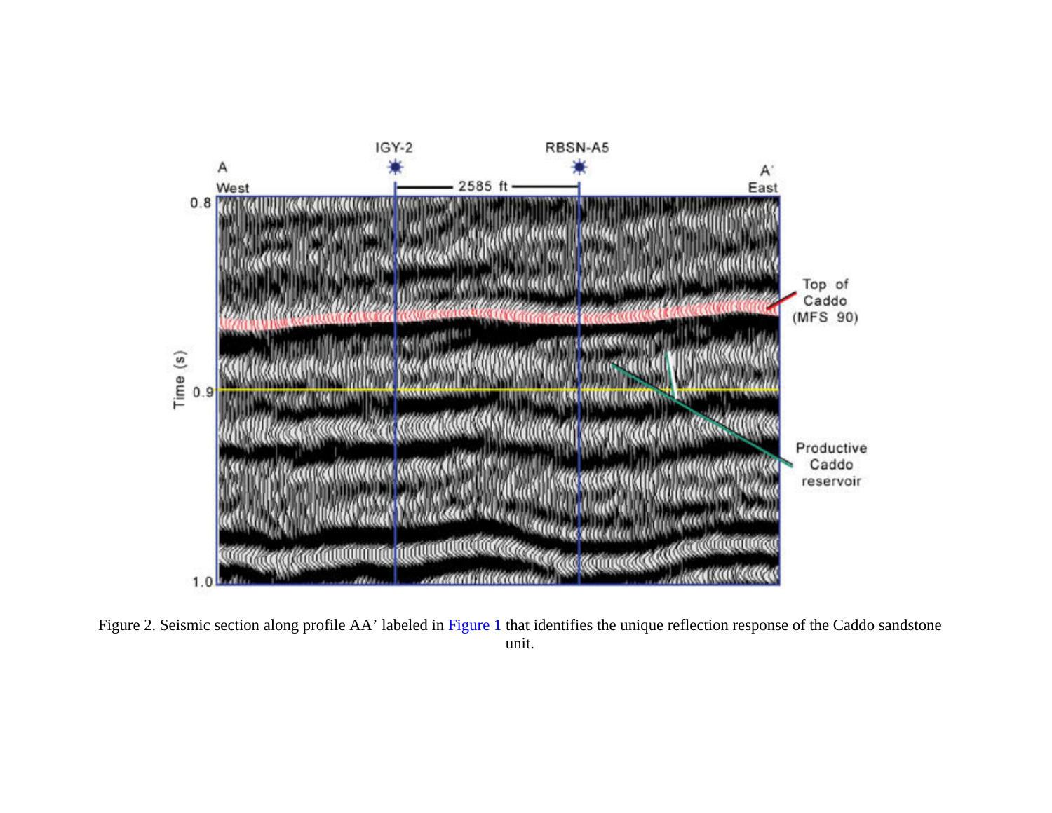Figure 2. Seismic section along profile AA' labeled in Figure 1 that identifies the unique reflection response of the Caddo sandstone unit.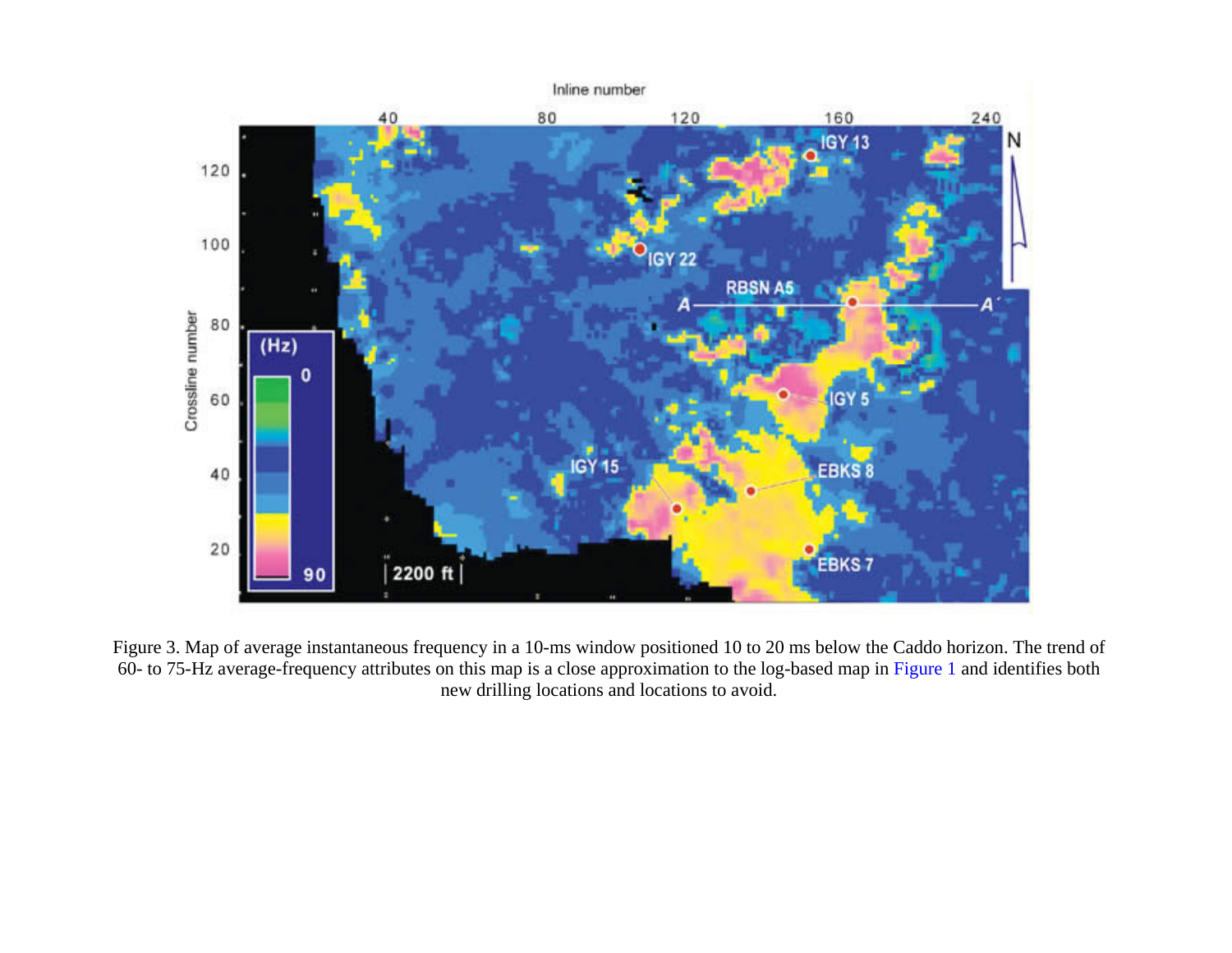Inline number

40
80
120
160
240

Crossline number

120
100
80
60
40
20

N

IGY 13

IGY 22

RBSN A5

A

A´

IGY 5

IGY 15

EBKS 8

EBKS 7

(Hz)

0

90

2200 ft

Figure 3. Map of average instantaneous frequency in a 10-ms window positioned 10 to 20 ms below the Caddo horizon. The trend of 60- to 75-Hz average-frequency attributes on this map is a close approximation to the log-based map in Figure 1 and identifies both new drilling locations and locations to avoid.